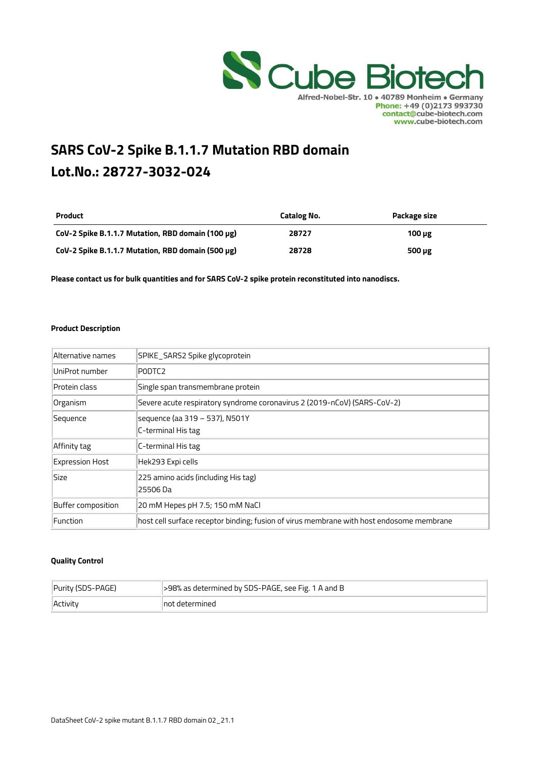Cube Biotech
Alfred-Nobel-Str. 10 • 40789 Monheim • Germany
Phone: +49 (0)2173 993730
contact@cube-biotech.com
www.cube-biotech.com

# SARS CoV-2 Spike B.1.1.7 Mutation RBD domain
# Lot.No.: 28727-3032-024

| Product | Catalog No. | Package size |
|---|---|---|
| **CoV-2 Spike B.1.1.7 Mutation, RBD domain (100 µg)** | **28727** | **100 µg** |
| **CoV-2 Spike B.1.1.7 Mutation, RBD domain (500 µg)** | **28728** | **500 µg** |

**Please contact us for bulk quantities and for SARS CoV-2 spike protein reconstituted into nanodiscs.**

### Product Description

| | |
|---|---|
| Alternative names | SPIKE_SARS2 Spike glycoprotein |
| UniProt number | P0DTC2 |
| Protein class | Single span transmembrane protein |
| Organism | Severe acute respiratory syndrome coronavirus 2 (2019-nCoV) (SARS-CoV-2) |
| Sequence | sequence (aa 319 – 537), N501Y<br>C-terminal His tag |
| Affinity tag | C-terminal His tag |
| Expression Host | Hek293 Expi cells |
| Size | 225 amino acids (including His tag)<br>25506 Da |
| Buffer composition | 20 mM Hepes pH 7.5; 150 mM NaCl |
| Function | host cell surface receptor binding; fusion of virus membrane with host endosome membrane |

### Quality Control

| | |
|---|---|
| Purity (SDS-PAGE) | >98% as determined by SDS-PAGE, see Fig. 1 A and B |
| Activity | not determined |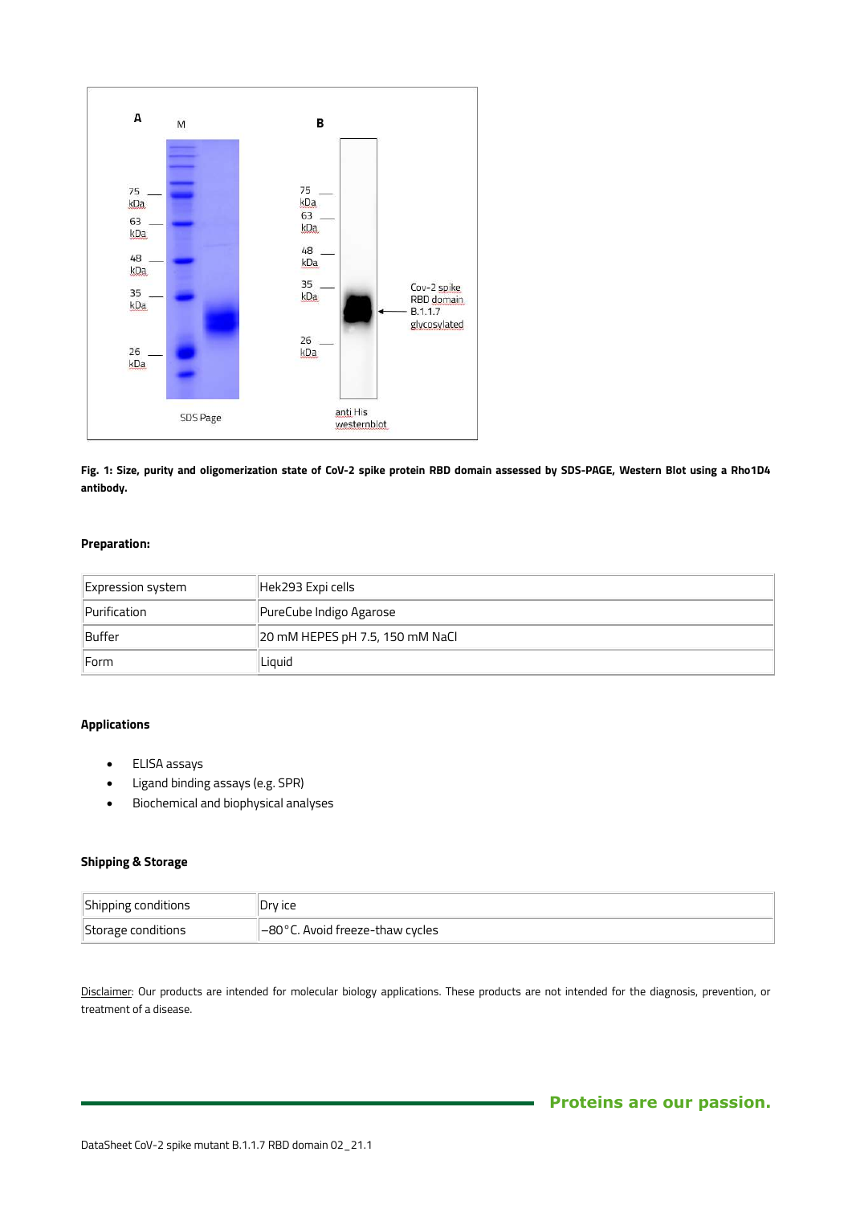A M

75 kDa
63 kDa
48 kDa
35 kDa
26 kDa

SDS Page

B

75 kDa
63 kDa
48 kDa
35 kDa
26 kDa

Cov-2 spike RBD domain B.1.1.7 glycosylated

anti His westernblot

**Fig. 1: Size, purity and oligomerization state of CoV-2 spike protein RBD domain assessed by SDS-PAGE, Western Blot using a Rho1D4 antibody.**

**Preparation:**

| | |
|---|---|
| Expression system | Hek293 Expi cells |
| Purification | PureCube Indigo Agarose |
| Buffer | 20 mM HEPES pH 7.5, 150 mM NaCl |
| Form | Liquid |

**Applications**

- ELISA assays
- Ligand binding assays (e.g. SPR)
- Biochemical and biophysical analyses

**Shipping & Storage**

| | |
|---|---|
| Shipping conditions | Dry ice |
| Storage conditions | –80 °C. Avoid freeze-thaw cycles |

Disclaimer: Our products are intended for molecular biology applications. These products are not intended for the diagnosis, prevention, or treatment of a disease.

**Proteins are our passion.**

DataSheet CoV-2 spike mutant B.1.1.7 RBD domain 02_21.1